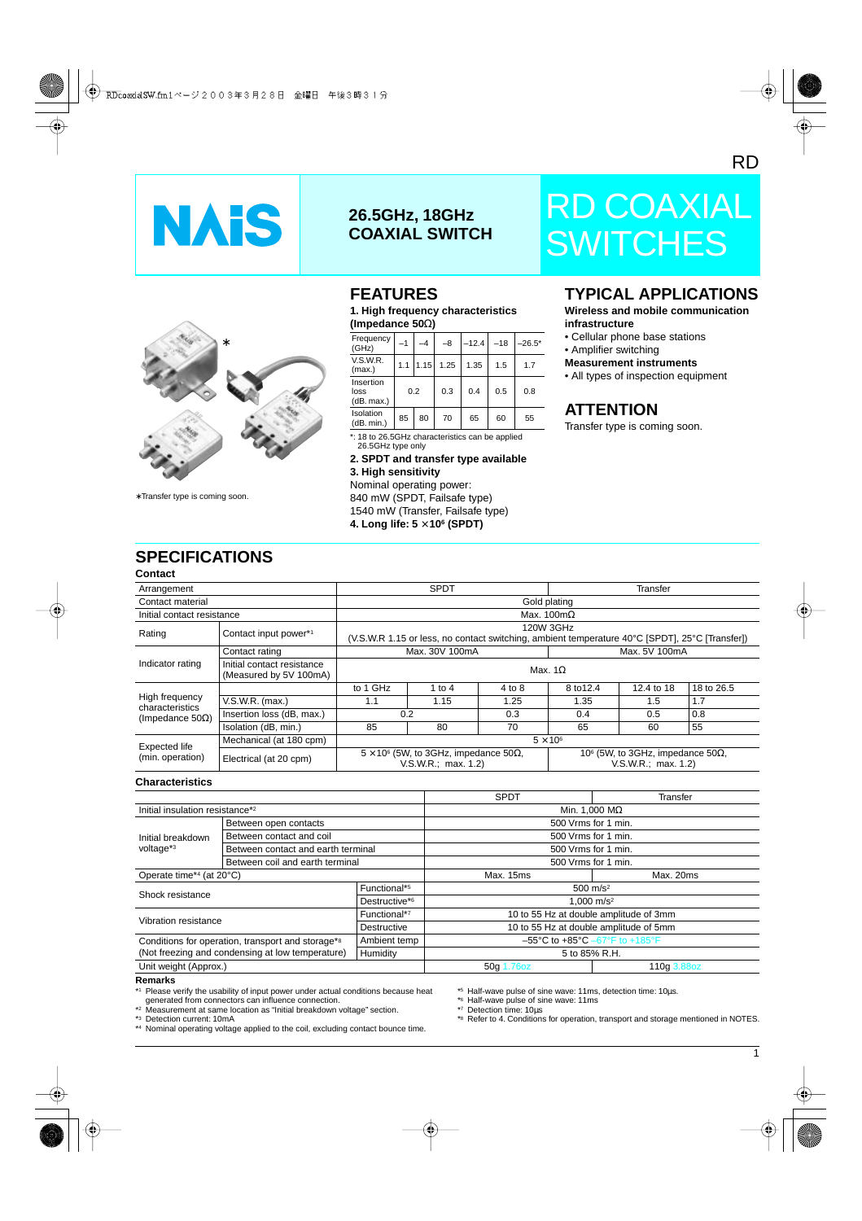RD

# NAiS

## 26.5GHz, 18GHz COAXIAL SWITCH

# RD COAXIAL SWITCHES

∗Transfer type is coming soon.

## FEATURES

**1. High frequency characteristics (Impedance 50Ω)**

| Frequency (GHz) | –1 | –4 | –8 | –12.4 | –18 | –26.5* |
|---|---|---|---|---|---|---|
| V.S.W.R. (max.) | 1.1 | 1.15 | 1.25 | 1.35 | 1.5 | 1.7 |
| Insertion loss (dB. max.) | 0.2 | | 0.3 | 0.4 | 0.5 | 0.8 |
| Isolation (dB. min.) | 85 | 80 | 70 | 65 | 60 | 55 |

*: 18 to 26.5GHz characteristics can be applied 26.5GHz type only

**2. SPDT and transfer type available**

**3. High sensitivity**

Nominal operating power:
840 mW (SPDT, Failsafe type)
1540 mW (Transfer, Failsafe type)

**4. Long life: 5 ×10⁶ (SPDT)**

## TYPICAL APPLICATIONS

**Wireless and mobile communication infrastructure**

- Cellular phone base stations
- Amplifier switching

**Measurement instruments**

- All types of inspection equipment

## ATTENTION

Transfer type is coming soon.

## SPECIFICATIONS

### Contact

| Arrangement | | SPDT | | | Transfer | | |
|---|---|---|---|---|---|---|---|
| Contact material | | Gold plating | | | | | |
| Initial contact resistance | | Max. 100mΩ | | | | | |
| Rating | Contact input power*1 | 120W 3GHz (V.S.W.R 1.15 or less, no contact switching, ambient temperature 40°C [SPDT], 25°C [Transfer]) | | | | | |
| Indicator rating | Contact rating | Max. 30V 100mA | | | Max. 5V 100mA | | |
| | Initial contact resistance (Measured by 5V 100mA) | Max. 1Ω | | | | | |
| High frequency characteristics (Impedance 50Ω) | | to 1 GHz | 1 to 4 | 4 to 8 | 8 to12.4 | 12.4 to 18 | 18 to 26.5 |
| | V.S.W.R. (max.) | 1.1 | 1.15 | 1.25 | 1.35 | 1.5 | 1.7 |
| | Insertion loss (dB, max.) | 0.2 | | 0.3 | 0.4 | 0.5 | 0.8 |
| | Isolation (dB, min.) | 85 | 80 | 70 | 65 | 60 | 55 |
| Expected life (min. operation) | Mechanical (at 180 cpm) | 5 ×10⁶ | | | | | |
| | Electrical (at 20 cpm) | 5 ×10⁶ (5W, to 3GHz, impedance 50Ω, V.S.W.R.; max. 1.2) | | | 10⁶ (5W, to 3GHz, impedance 50Ω, V.S.W.R.; max. 1.2) | | |

### Characteristics

| | | | SPDT | Transfer |
|---|---|---|---|---|
| Initial insulation resistance*2 | | | Min. 1,000 MΩ | |
| Initial breakdown voltage*3 | Between open contacts | | 500 Vrms for 1 min. | |
| | Between contact and coil | | 500 Vrms for 1 min. | |
| | Between contact and earth terminal | | 500 Vrms for 1 min. | |
| | Between coil and earth terminal | | 500 Vrms for 1 min. | |
| Operate time*4 (at 20°C) | | | Max. 15ms | Max. 20ms |
| Shock resistance | | Functional*5 | 500 m/s² | |
| | | Destructive*6 | 1,000 m/s² | |
| Vibration resistance | | Functional*7 | 10 to 55 Hz at double amplitude of 3mm | |
| | | Destructive | 10 to 55 Hz at double amplitude of 5mm | |
| Conditions for operation, transport and storage*8 (Not freezing and condensing at low temperature) | | Ambient temp | –55°C to +85°C –67°F to +185°F | |
| | | Humidity | 5 to 85% R.H. | |
| Unit weight (Approx.) | | | 50g 1.76oz | 110g 3.88oz |

**Remarks**

*1 Please verify the usability of input power under actual conditions because heat generated from connectors can influence connection.
*2 Measurement at same location as "Initial breakdown voltage" section.
*3 Detection current: 10mA
*4 Nominal operating voltage applied to the coil, excluding contact bounce time.
*5 Half-wave pulse of sine wave: 11ms, detection time: 10μs.
*6 Half-wave pulse of sine wave: 11ms
*7 Detection time: 10μs
*8 Refer to 4. Conditions for operation, transport and storage mentioned in NOTES.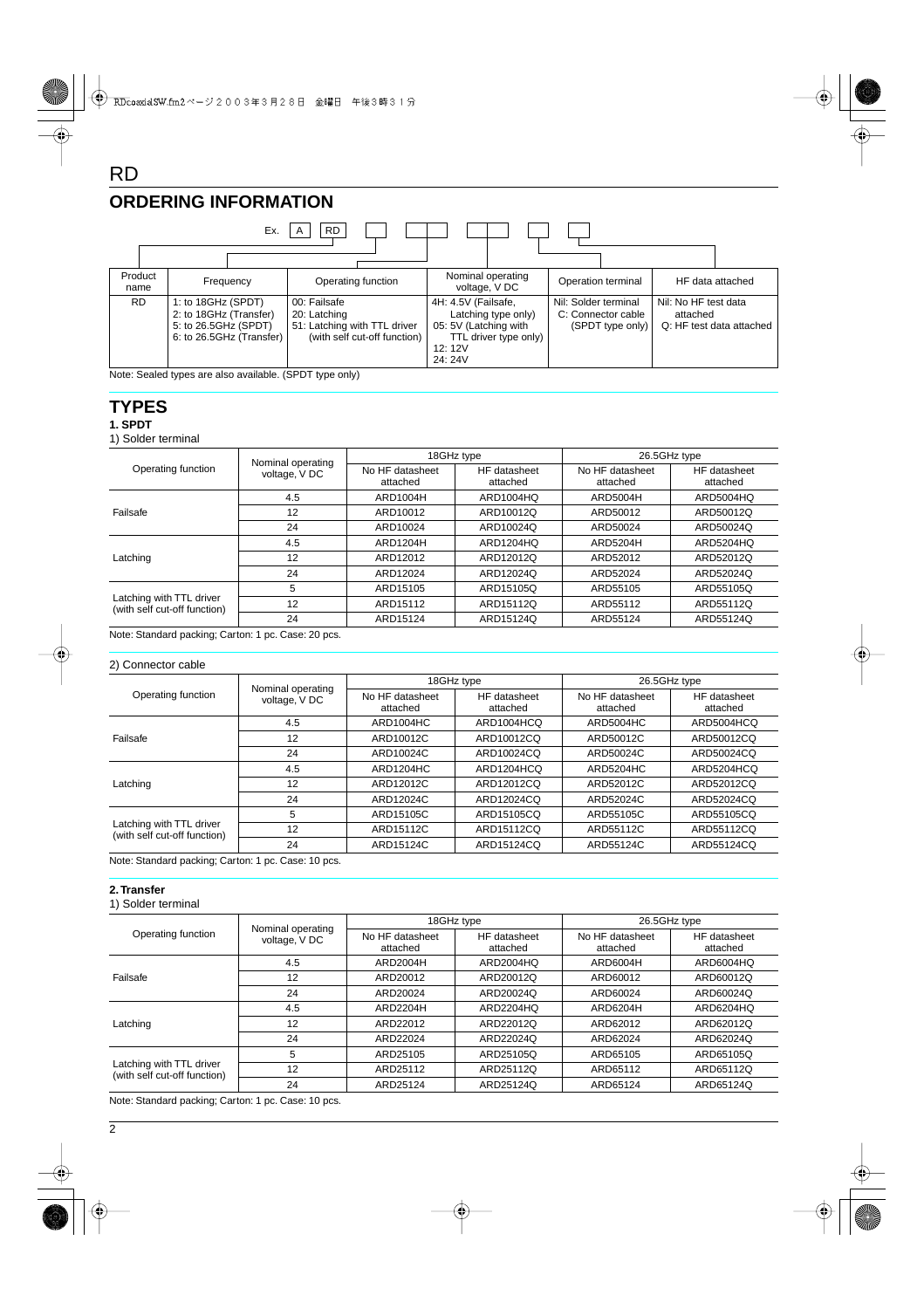# RD

## ORDERING INFORMATION

Ex. A RD

| Product name | Frequency | Operating function | Nominal operating voltage, V DC | Operation terminal | HF data attached |
|---|---|---|---|---|---|
| RD | 1: to 18GHz (SPDT)<br>2: to 18GHz (Transfer)<br>5: to 26.5GHz (SPDT)<br>6: to 26.5GHz (Transfer) | 00: Failsafe<br>20: Latching<br>51: Latching with TTL driver (with self cut-off function) | 4H: 4.5V (Failsafe, Latching type only)<br>05: 5V (Latching with TTL driver type only)<br>12: 12V<br>24: 24V | Nil: Solder terminal<br>C: Connector cable (SPDT type only) | Nil: No HF test data attached<br>Q: HF test data attached |

Note: Sealed types are also available. (SPDT type only)

## TYPES

### 1. SPDT

1) Solder terminal

| Operating function | Nominal operating voltage, V DC | 18GHz type | | 26.5GHz type | |
|---|---|---|---|---|---|
| | | No HF datasheet attached | HF datasheet attached | No HF datasheet attached | HF datasheet attached |
| Failsafe | 4.5 | ARD1004H | ARD1004HQ | ARD5004H | ARD5004HQ |
| | 12 | ARD10012 | ARD10012Q | ARD50012 | ARD50012Q |
| | 24 | ARD10024 | ARD10024Q | ARD50024 | ARD50024Q |
| Latching | 4.5 | ARD1204H | ARD1204HQ | ARD5204H | ARD5204HQ |
| | 12 | ARD12012 | ARD12012Q | ARD52012 | ARD52012Q |
| | 24 | ARD12024 | ARD12024Q | ARD52024 | ARD52024Q |
| Latching with TTL driver (with self cut-off function) | 5 | ARD15105 | ARD15105Q | ARD55105 | ARD55105Q |
| | 12 | ARD15112 | ARD15112Q | ARD55112 | ARD55112Q |
| | 24 | ARD15124 | ARD15124Q | ARD55124 | ARD55124Q |

Note: Standard packing; Carton: 1 pc. Case: 20 pcs.

2) Connector cable

| Operating function | Nominal operating voltage, V DC | 18GHz type | | 26.5GHz type | |
|---|---|---|---|---|---|
| | | No HF datasheet attached | HF datasheet attached | No HF datasheet attached | HF datasheet attached |
| Failsafe | 4.5 | ARD1004HC | ARD1004HCQ | ARD5004HC | ARD5004HCQ |
| | 12 | ARD10012C | ARD10012CQ | ARD50012C | ARD50012CQ |
| | 24 | ARD10024C | ARD10024CQ | ARD50024C | ARD50024CQ |
| Latching | 4.5 | ARD1204HC | ARD1204HCQ | ARD5204HC | ARD5204HCQ |
| | 12 | ARD12012C | ARD12012CQ | ARD52012C | ARD52012CQ |
| | 24 | ARD12024C | ARD12024CQ | ARD52024C | ARD52024CQ |
| Latching with TTL driver (with self cut-off function) | 5 | ARD15105C | ARD15105CQ | ARD55105C | ARD55105CQ |
| | 12 | ARD15112C | ARD15112CQ | ARD55112C | ARD55112CQ |
| | 24 | ARD15124C | ARD15124CQ | ARD55124C | ARD55124CQ |

Note: Standard packing; Carton: 1 pc. Case: 10 pcs.

### 2. Transfer

1) Solder terminal

| Operating function | Nominal operating voltage, V DC | 18GHz type | | 26.5GHz type | |
|---|---|---|---|---|---|
| | | No HF datasheet attached | HF datasheet attached | No HF datasheet attached | HF datasheet attached |
| Failsafe | 4.5 | ARD2004H | ARD2004HQ | ARD6004H | ARD6004HQ |
| | 12 | ARD20012 | ARD20012Q | ARD60012 | ARD60012Q |
| | 24 | ARD20024 | ARD20024Q | ARD60024 | ARD60024Q |
| Latching | 4.5 | ARD2204H | ARD2204HQ | ARD6204H | ARD6204HQ |
| | 12 | ARD22012 | ARD22012Q | ARD62012 | ARD62012Q |
| | 24 | ARD22024 | ARD22024Q | ARD62024 | ARD62024Q |
| Latching with TTL driver (with self cut-off function) | 5 | ARD25105 | ARD25105Q | ARD65105 | ARD65105Q |
| | 12 | ARD25112 | ARD25112Q | ARD65112 | ARD65112Q |
| | 24 | ARD25124 | ARD25124Q | ARD65124 | ARD65124Q |

Note: Standard packing; Carton: 1 pc. Case: 10 pcs.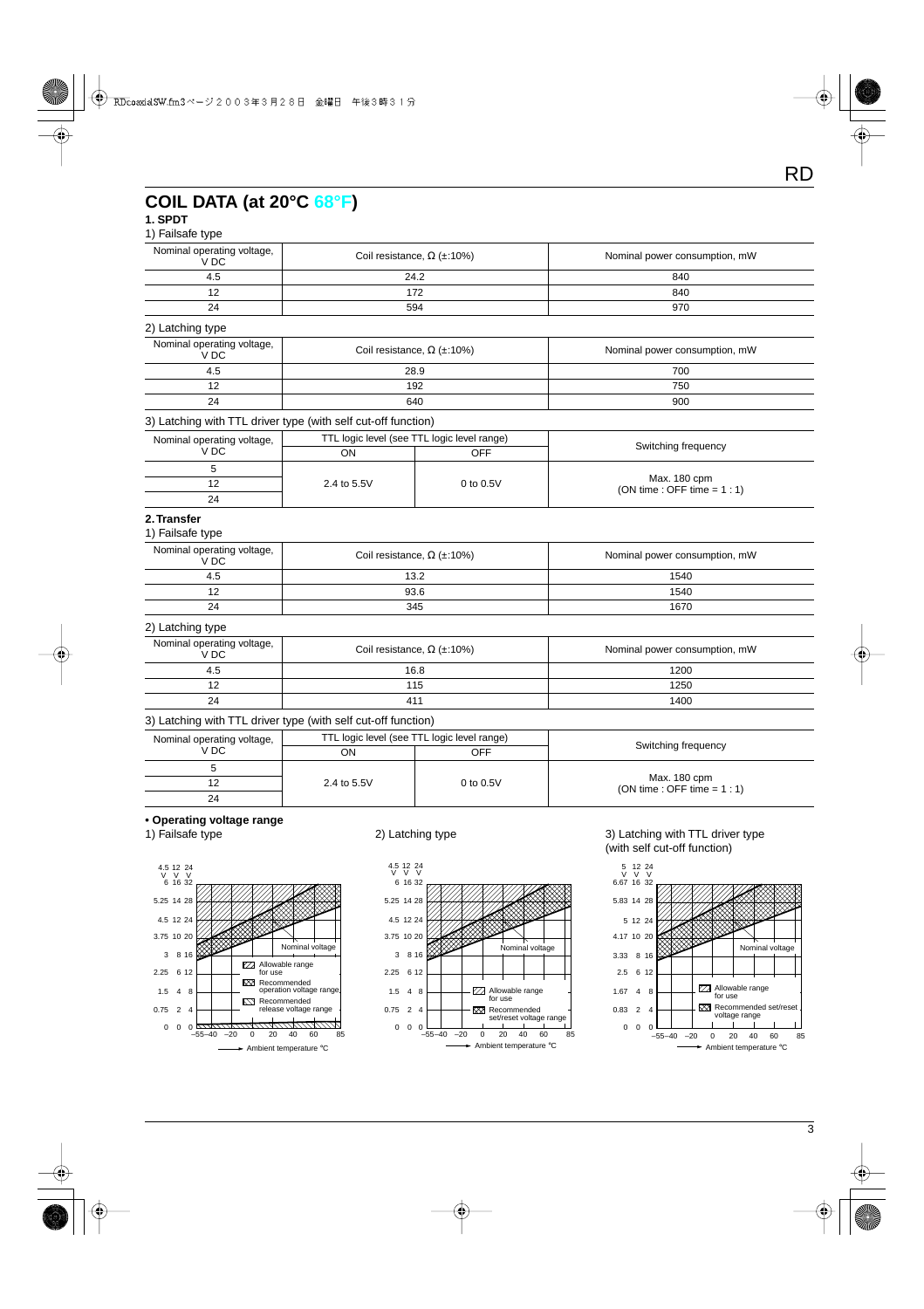## COIL DATA (at 20°C 68°F)

### 1. SPDT

1) Failsafe type

| Nominal operating voltage, V DC | Coil resistance, Ω (±10%) | Nominal power consumption, mW |
|---|---|---|
| 4.5 | 24.2 | 840 |
| 12 | 172 | 840 |
| 24 | 594 | 970 |

2) Latching type

| Nominal operating voltage, V DC | Coil resistance, Ω (±10%) | Nominal power consumption, mW |
|---|---|---|
| 4.5 | 28.9 | 700 |
| 12 | 192 | 750 |
| 24 | 640 | 900 |

3) Latching with TTL driver type (with self cut-off function)

| Nominal operating voltage, V DC | TTL logic level (see TTL logic level range) | | Switching frequency |
|---|---|---|---|
| | ON | OFF | |
| 5 | 2.4 to 5.5V | 0 to 0.5V | Max. 180 cpm (ON time : OFF time = 1 : 1) |
| 12 | | | |
| 24 | | | |

### 2. Transfer

1) Failsafe type

| Nominal operating voltage, V DC | Coil resistance, Ω (±10%) | Nominal power consumption, mW |
|---|---|---|
| 4.5 | 13.2 | 1540 |
| 12 | 93.6 | 1540 |
| 24 | 345 | 1670 |

2) Latching type

| Nominal operating voltage, V DC | Coil resistance, Ω (±10%) | Nominal power consumption, mW |
|---|---|---|
| 4.5 | 16.8 | 1200 |
| 12 | 115 | 1250 |
| 24 | 411 | 1400 |

3) Latching with TTL driver type (with self cut-off function)

| Nominal operating voltage, V DC | TTL logic level (see TTL logic level range) | | Switching frequency |
|---|---|---|---|
| | ON | OFF | |
| 5 | 2.4 to 5.5V | 0 to 0.5V | Max. 180 cpm (ON time : OFF time = 1 : 1) |
| 12 | | | |
| 24 | | | |

**• Operating voltage range**

1) Failsafe type

4.5 V / 12 V / 24 V columns; vertical axis: 0 0 0, 0.75 2 4, 1.5 4 8, 2.25 6 12, 3 8 16, 3.75 10 20, 4.5 12 24, 5.25 14 28, 6 16 32

Nominal voltage

Allowable range for use

Recommended operation voltage range

Recommended release voltage range

Ambient temperature °C: –55 –40 –20 0 20 40 60 85

2) Latching type

4.5 V / 12 V / 24 V columns; vertical axis: 0 0 0, 0.75 2 4, 1.5 4 8, 2.25 6 12, 3 8 16, 3.75 10 20, 4.5 12 24, 5.25 14 28, 6 16 32

Nominal voltage

Allowable range for use

Recommended set/reset voltage range

Ambient temperature °C: –55 –40 –20 0 20 40 60 85

3) Latching with TTL driver type (with self cut-off function)

5 V / 12 V / 24 V columns; vertical axis: 0 0 0, 0.83 2 4, 1.67 4 8, 2.5 6 12, 3.33 8 16, 4.17 10 20, 5 12 24, 5.83 14 28, 6.67 16 32

Nominal voltage

Allowable range for use

Recommended set/reset voltage range

Ambient temperature °C: –55 –40 –20 0 20 40 60 85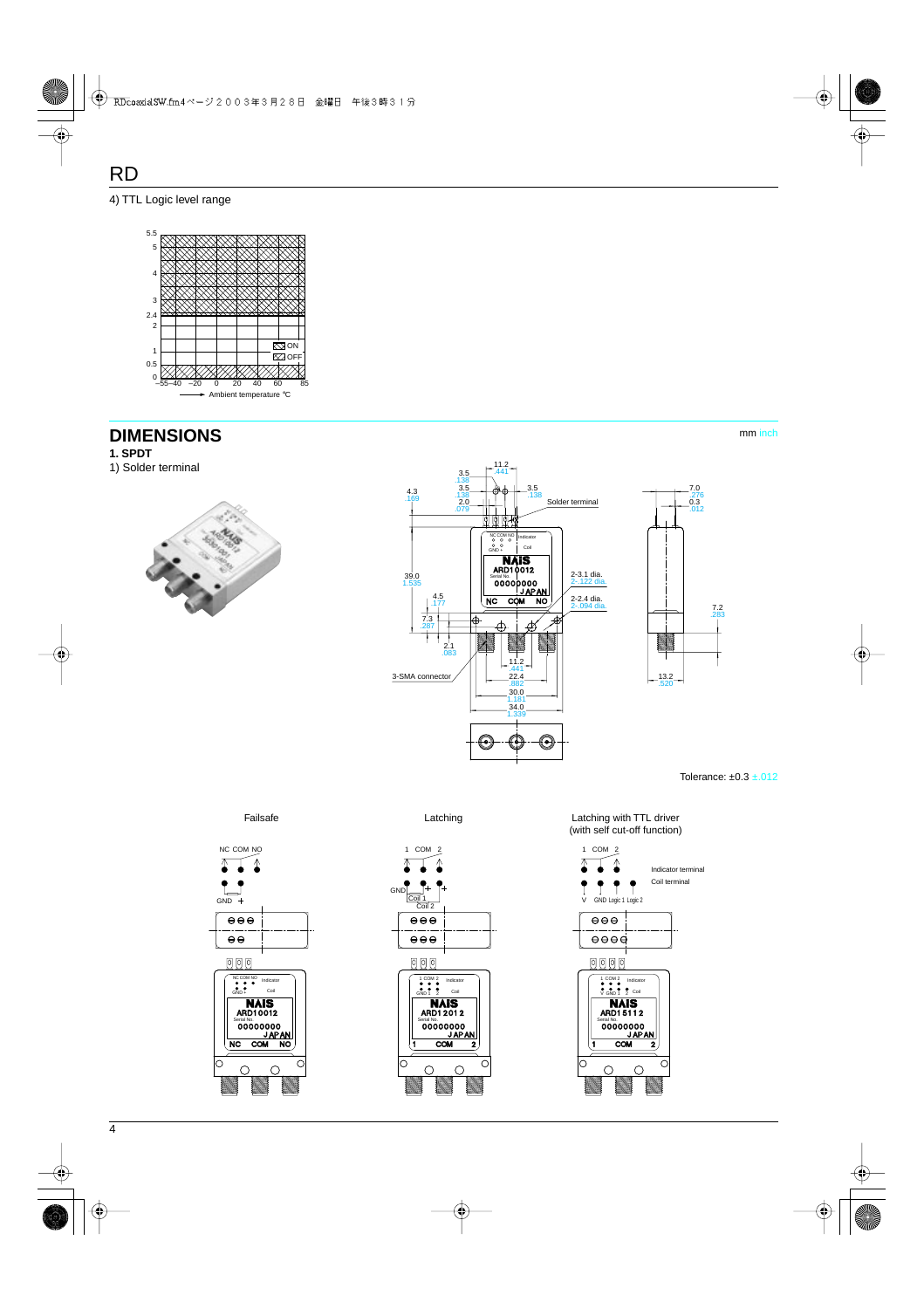4) TTL Logic level range

5.5
5
4
3
2.4
2
1
0.5
0
−55−40 −20 0 20 40 60 85

ON
OFF

Ambient temperature ℃

## DIMENSIONS

mm inch

**1. SPDT**

1) Solder terminal

11.2 .441
3.5 .138
3.5 .138
3.5 .138
2.0 .079
4.3 .169
Solder terminal
7.0 .276
0.3 .012
39.0 1.535
2-3.1 dia. 2-.122 dia.
2-2.4 dia. 2-.094 dia.
4.5 .177
7.3 .287
2.1 .083
7.2 .283
3-SMA connector
11.2 .441
22.4 .882
30.0 1.181
34.0 1.339
13.2 .520

Tolerance: ±0.3 ±.012

Failsafe

NC COM NO
GND +

Latching

1 COM 2
GND
Coil 1
Coil 2

Latching with TTL driver (with self cut-off function)

1 COM 2
V GND Logic 1 Logic 2
Indicator terminal
Coil terminal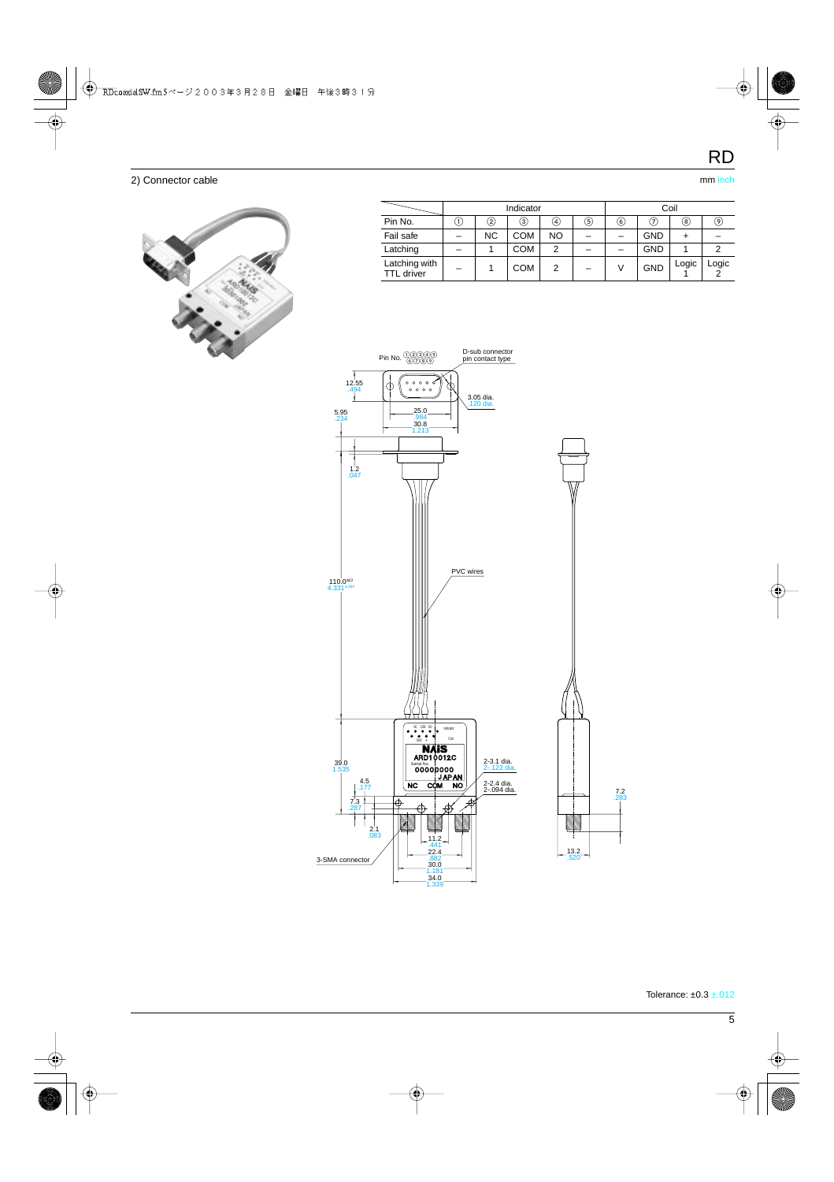2) Connector cable

mm inch

| | Indicator | | | | | Coil | | | |
|---|---|---|---|---|---|---|---|---|---|
| Pin No. | ① | ② | ③ | ④ | ⑤ | ⑥ | ⑦ | ⑧ | ⑨ |
| Fail safe | – | NC | COM | NO | – | – | GND | + | – |
| Latching | – | 1 | COM | 2 | – | – | GND | 1 | 2 |
| Latching with TTL driver | – | 1 | COM | 2 | – | V | GND | Logic 1 | Logic 2 |

Tolerance: ±0.3 ±.012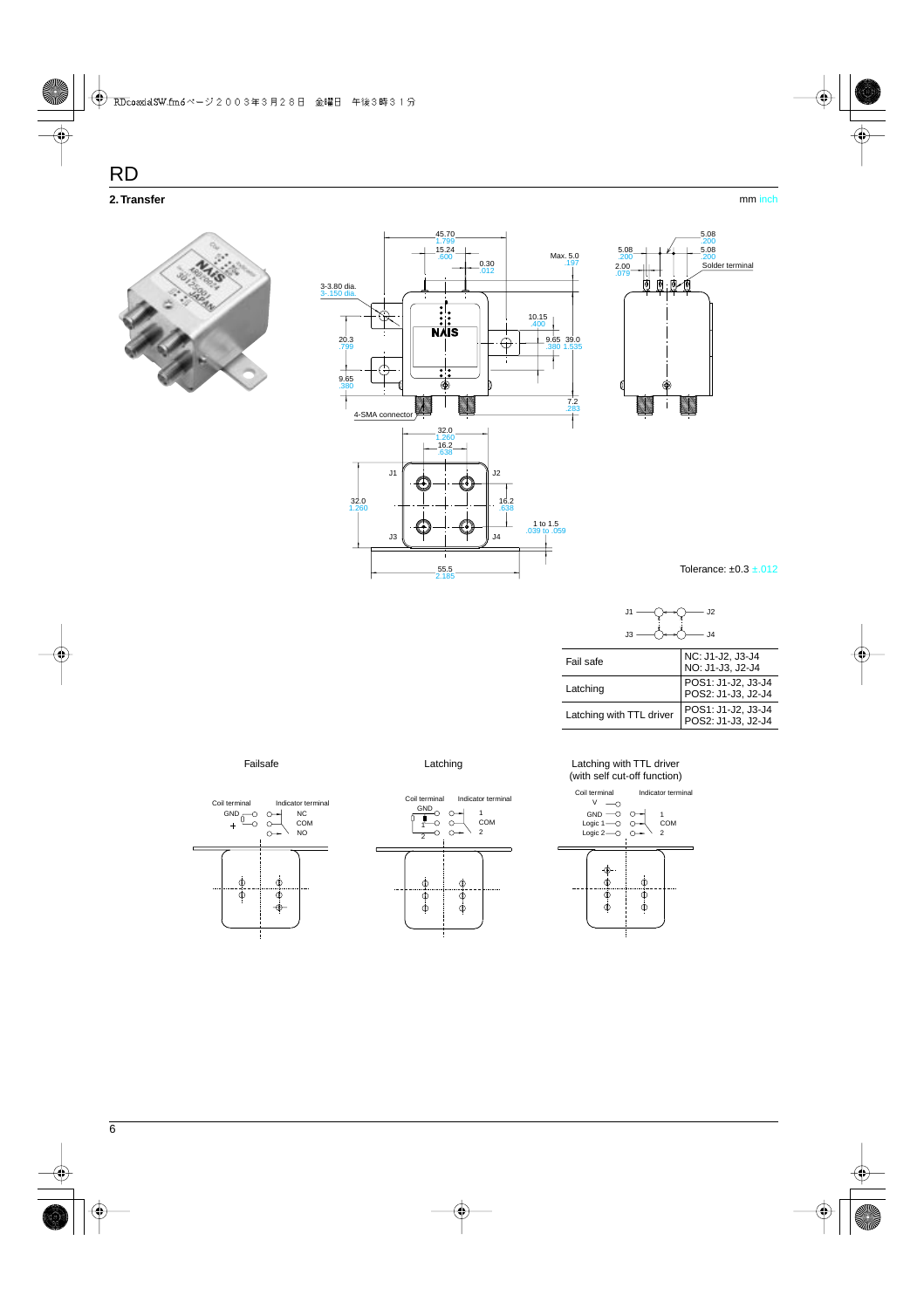# RD

## 2. Transfer

mm inch

Tolerance: ±0.3 ±.012

| | |
|---|---|
| Fail safe | NC: J1-J2, J3-J4<br>NO: J1-J3, J2-J4 |
| Latching | POS1: J1-J2, J3-J4<br>POS2: J1-J3, J2-J4 |
| Latching with TTL driver | POS1: J1-J2, J3-J4<br>POS2: J1-J3, J2-J4 |

Failsafe

Latching

Latching with TTL driver
(with self cut-off function)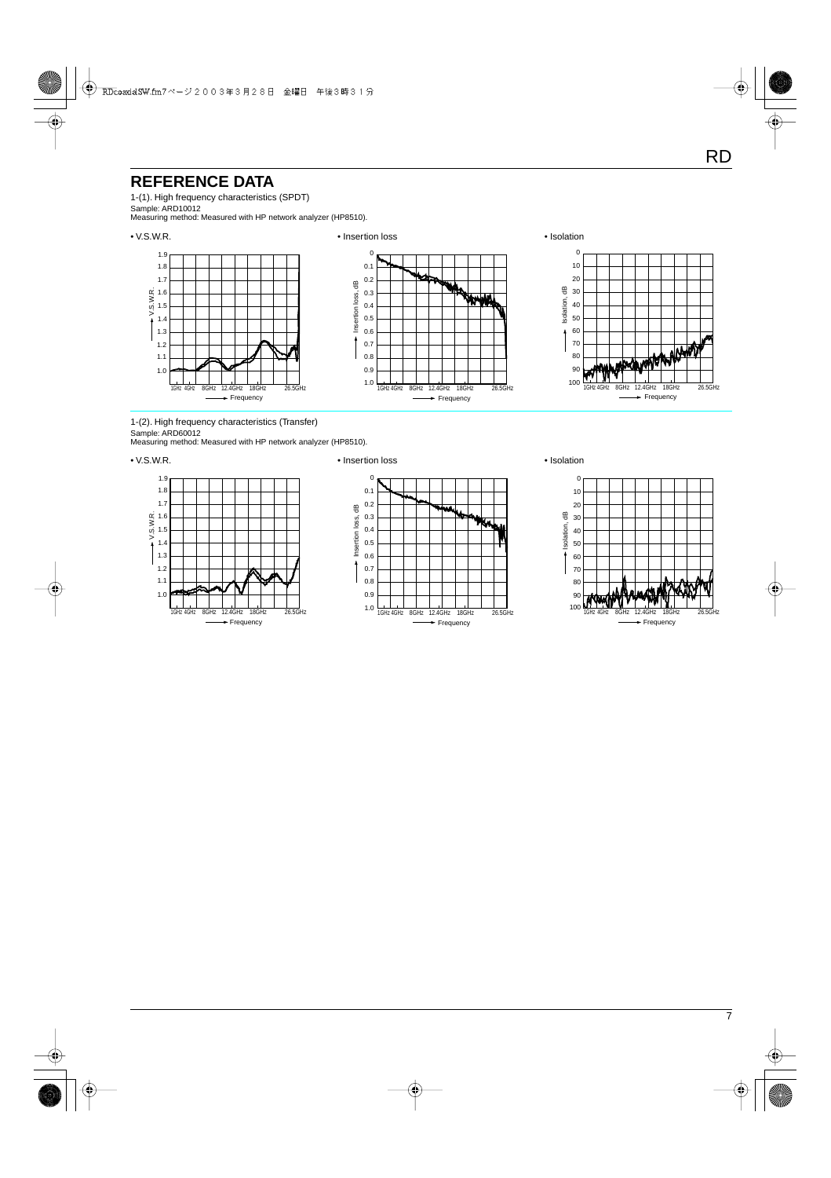## REFERENCE DATA

1-(1). High frequency characteristics (SPDT)
Sample: ARD10012
Measuring method: Measured with HP network analyzer (HP8510).

• V.S.W.R.

• Insertion loss

• Isolation

1-(2). High frequency characteristics (Transfer)
Sample: ARD60012
Measuring method: Measured with HP network analyzer (HP8510).

• V.S.W.R.

• Insertion loss

• Isolation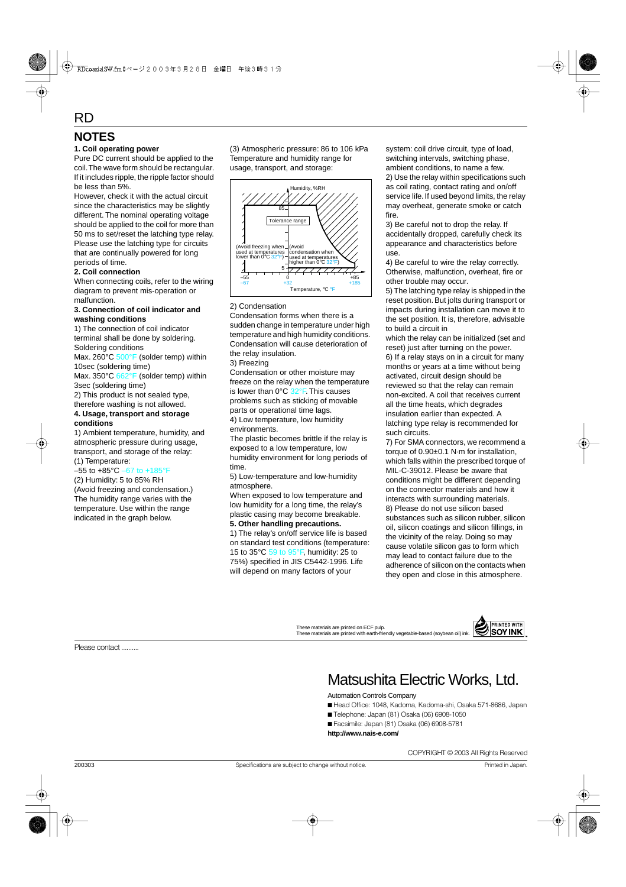# RD

## NOTES

**1. Coil operating power**

Pure DC current should be applied to the coil. The wave form should be rectangular. If it includes ripple, the ripple factor should be less than 5%.

However, check it with the actual circuit since the characteristics may be slightly different. The nominal operating voltage should be applied to the coil for more than 50 ms to set/reset the latching type relay. Please use the latching type for circuits that are continually powered for long periods of time.

**2. Coil connection**

When connecting coils, refer to the wiring diagram to prevent mis-operation or malfunction.

**3. Connection of coil indicator and washing conditions**

1) The connection of coil indicator terminal shall be done by soldering.

Soldering conditions

Max. 260°C 500°F (solder temp) within 10sec (soldering time)

Max. 350°C 662°F (solder temp) within 3sec (soldering time)

2) This product is not sealed type, therefore washing is not allowed.

**4. Usage, transport and storage conditions**

1) Ambient temperature, humidity, and atmospheric pressure during usage, transport, and storage of the relay:

(1) Temperature:

–55 to +85°C –67 to +185°F

(2) Humidity: 5 to 85% RH

(Avoid freezing and condensation.)

The humidity range varies with the temperature. Use within the range indicated in the graph below.

(3) Atmospheric pressure: 86 to 106 kPa

Temperature and humidity range for usage, transport, and storage:

Humidity, %RH
85
Tolerance range
(Avoid freezing when used at temperatures lower than 0°C 32°F)
(Avoid condensation when used at temperatures higher than 0°C 32°F)
5
–55 –67
0 +32
+85 +185
Temperature, °C °F

2) Condensation

Condensation forms when there is a sudden change in temperature under high temperature and high humidity conditions. Condensation will cause deterioration of the relay insulation.

3) Freezing

Condensation or other moisture may freeze on the relay when the temperature is lower than 0°C 32°F. This causes problems such as sticking of movable parts or operational time lags.

4) Low temperature, low humidity environments.

The plastic becomes brittle if the relay is exposed to a low temperature, low humidity environment for long periods of time.

5) Low-temperature and low-humidity atmosphere.

When exposed to low temperature and low humidity for a long time, the relay's plastic casing may become breakable.

**5. Other handling precautions.**

1) The relay's on/off service life is based on standard test conditions (temperature: 15 to 35°C 59 to 95°F, humidity: 25 to 75%) specified in JIS C5442-1996. Life will depend on many factors of your system: coil drive circuit, type of load, switching intervals, switching phase, ambient conditions, to name a few.

2) Use the relay within specifications such as coil rating, contact rating and on/off service life. If used beyond limits, the relay may overheat, generate smoke or catch fire.

3) Be careful not to drop the relay. If accidentally dropped, carefully check its appearance and characteristics before use.

4) Be careful to wire the relay correctly. Otherwise, malfunction, overheat, fire or other trouble may occur.

5) The latching type relay is shipped in the reset position. But jolts during transport or impacts during installation can move it to the set position. It is, therefore, advisable to build a circuit in which the relay can be initialized (set and reset) just after turning on the power.

6) If a relay stays on in a circuit for many months or years at a time without being activated, circuit design should be reviewed so that the relay can remain non-excited. A coil that receives current all the time heats, which degrades insulation earlier than expected. A latching type relay is recommended for such circuits.

7) For SMA connectors, we recommend a torque of 0.90±0.1 N·m for installation, which falls within the prescribed torque of MIL-C-39012. Please be aware that conditions might be different depending on the connector materials and how it interacts with surrounding materials.

8) Please do not use silicon based substances such as silicon rubber, silicon oil, silicon coatings and silicon fillings, in the vicinity of the relay. Doing so may cause volatile silicon gas to form which may lead to contact failure due to the adherence of silicon on the contacts when they open and close in this atmosphere.

These materials are printed on ECF pulp.
These materials are printed with earth-friendly vegetable-based (soybean oil) ink.

PRINTED WITH SOY INK

Please contact ..........

# Matsushita Electric Works, Ltd.

Automation Controls Company

- Head Office: 1048, Kadoma, Kadoma-shi, Osaka 571-8686, Japan
- Telephone: Japan (81) Osaka (06) 6908-1050
- Facsimile: Japan (81) Osaka (06) 6908-5781

**http://www.nais-e.com/**

COPYRIGHT © 2003 All Rights Reserved

200303 Specifications are subject to change without notice. Printed in Japan.